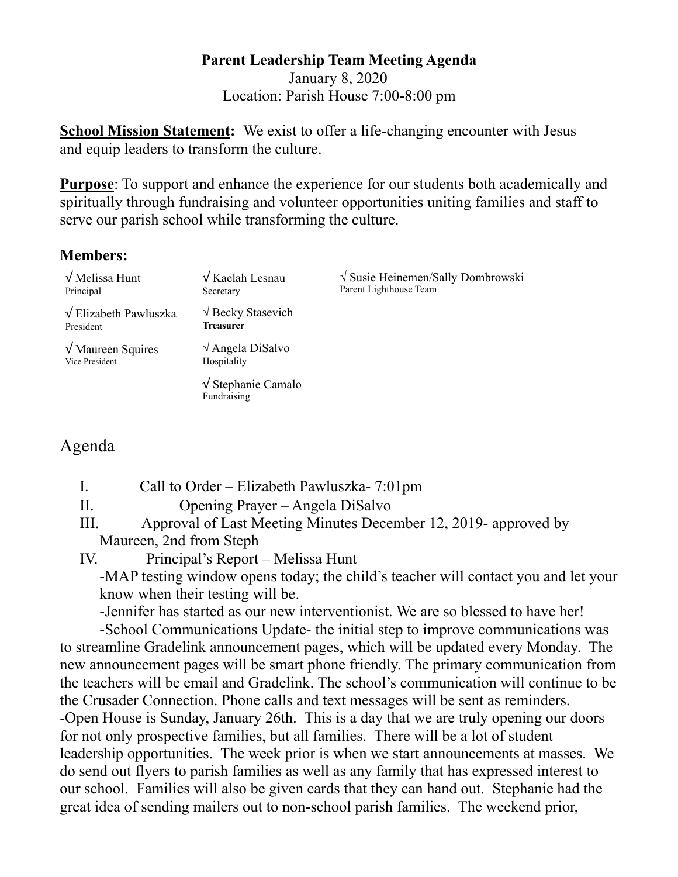# Parent Leadership Team Meeting Agenda

January 8, 2020

Location: Parish House 7:00-8:00 pm

**School Mission Statement:** We exist to offer a life-changing encounter with Jesus and equip leaders to transform the culture.

**Purpose**: To support and enhance the experience for our students both academically and spiritually through fundraising and volunteer opportunities uniting families and staff to serve our parish school while transforming the culture.

## Members:

| | | |
|---|---|---|
| √ Melissa Hunt<br>Principal | √ Kaelah Lesnau<br>Secretary | √ Susie Heinemen/Sally Dombrowski<br>Parent Lighthouse Team |
| √ Elizabeth Pawluszka<br>President | √ Becky Stasevich<br>**Treasurer** | |
| √ Maureen Squires<br>Vice President | √ Angela DiSalvo<br>Hospitality | |
| | √ Stephanie Camalo<br>Fundraising | |

## Agenda

I. Call to Order – Elizabeth Pawluszka- 7:01pm

II. Opening Prayer – Angela DiSalvo

III. Approval of Last Meeting Minutes December 12, 2019- approved by Maureen, 2nd from Steph

IV. Principal's Report – Melissa Hunt

-MAP testing window opens today; the child's teacher will contact you and let your know when their testing will be.

-Jennifer has started as our new interventionist. We are so blessed to have her!

-School Communications Update- the initial step to improve communications was to streamline Gradelink announcement pages, which will be updated every Monday. The new announcement pages will be smart phone friendly. The primary communication from the teachers will be email and Gradelink. The school's communication will continue to be the Crusader Connection. Phone calls and text messages will be sent as reminders.

-Open House is Sunday, January 26th. This is a day that we are truly opening our doors for not only prospective families, but all families. There will be a lot of student leadership opportunities. The week prior is when we start announcements at masses. We do send out flyers to parish families as well as any family that has expressed interest to our school. Families will also be given cards that they can hand out. Stephanie had the great idea of sending mailers out to non-school parish families. The weekend prior,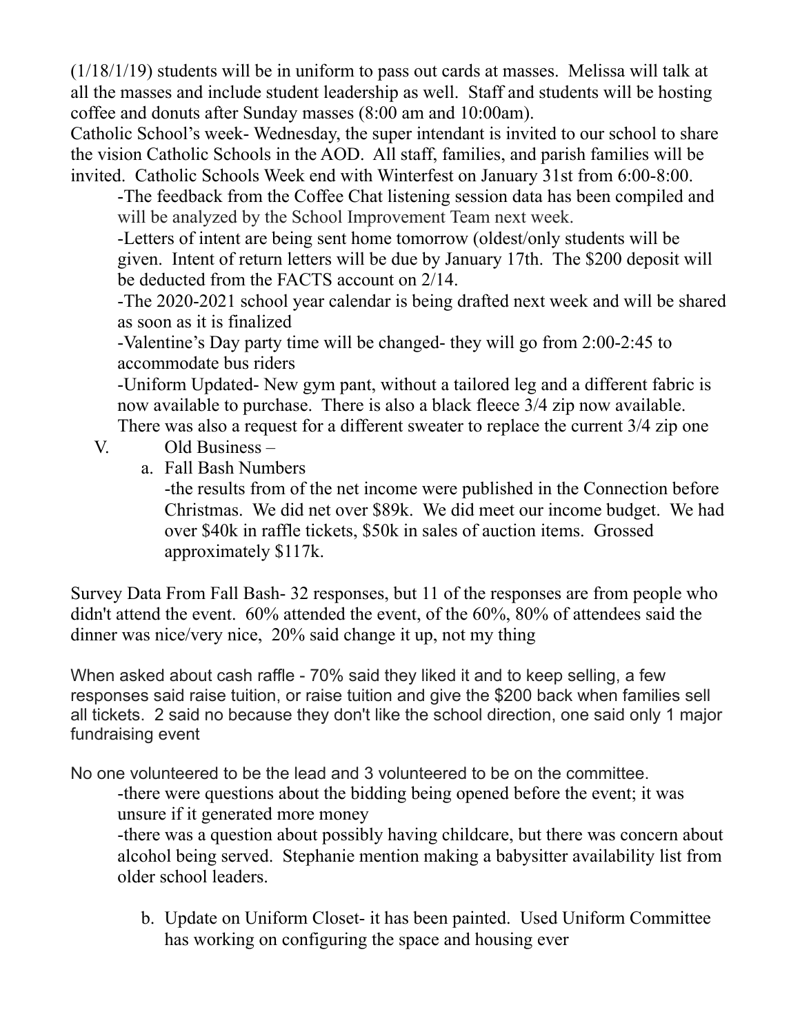(1/18/1/19) students will be in uniform to pass out cards at masses. Melissa will talk at all the masses and include student leadership as well. Staff and students will be hosting coffee and donuts after Sunday masses (8:00 am and 10:00am).

Catholic School's week- Wednesday, the super intendant is invited to our school to share the vision Catholic Schools in the AOD. All staff, families, and parish families will be invited. Catholic Schools Week end with Winterfest on January 31st from 6:00-8:00.

-The feedback from the Coffee Chat listening session data has been compiled and will be analyzed by the School Improvement Team next week.

-Letters of intent are being sent home tomorrow (oldest/only students will be given. Intent of return letters will be due by January 17th. The $200 deposit will be deducted from the FACTS account on 2/14.

-The 2020-2021 school year calendar is being drafted next week and will be shared as soon as it is finalized

-Valentine's Day party time will be changed- they will go from 2:00-2:45 to accommodate bus riders

-Uniform Updated- New gym pant, without a tailored leg and a different fabric is now available to purchase. There is also a black fleece 3/4 zip now available. There was also a request for a different sweater to replace the current 3/4 zip one

V. Old Business –

a. Fall Bash Numbers

-the results from of the net income were published in the Connection before Christmas. We did net over $89k. We did meet our income budget. We had over $40k in raffle tickets, $50k in sales of auction items. Grossed approximately $117k.

Survey Data From Fall Bash- 32 responses, but 11 of the responses are from people who didn't attend the event. 60% attended the event, of the 60%, 80% of attendees said the dinner was nice/very nice, 20% said change it up, not my thing

When asked about cash raffle - 70% said they liked it and to keep selling, a few responses said raise tuition, or raise tuition and give the $200 back when families sell all tickets. 2 said no because they don't like the school direction, one said only 1 major fundraising event

No one volunteered to be the lead and 3 volunteered to be on the committee.

-there were questions about the bidding being opened before the event; it was unsure if it generated more money

-there was a question about possibly having childcare, but there was concern about alcohol being served. Stephanie mention making a babysitter availability list from older school leaders.

b. Update on Uniform Closet- it has been painted. Used Uniform Committee has working on configuring the space and housing ever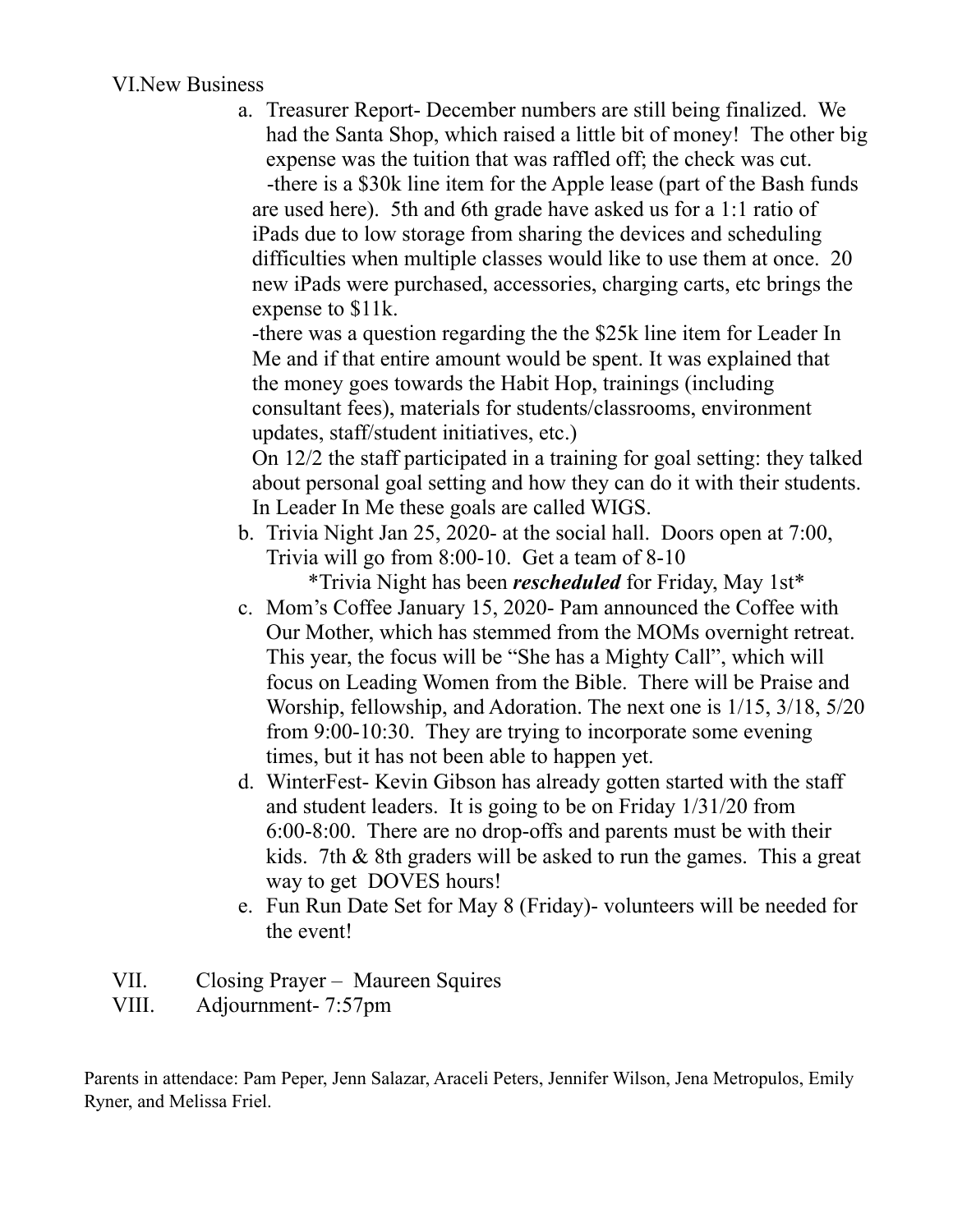VI. New Business

a. Treasurer Report- December numbers are still being finalized. We had the Santa Shop, which raised a little bit of money! The other big expense was the tuition that was raffled off; the check was cut.
   -there is a $30k line item for the Apple lease (part of the Bash funds are used here). 5th and 6th grade have asked us for a 1:1 ratio of iPads due to low storage from sharing the devices and scheduling difficulties when multiple classes would like to use them at once. 20 new iPads were purchased, accessories, charging carts, etc brings the expense to $11k.
   -there was a question regarding the the $25k line item for Leader In Me and if that entire amount would be spent. It was explained that the money goes towards the Habit Hop, trainings (including consultant fees), materials for students/classrooms, environment updates, staff/student initiatives, etc.)
   On 12/2 the staff participated in a training for goal setting: they talked about personal goal setting and how they can do it with their students. In Leader In Me these goals are called WIGS.
b. Trivia Night Jan 25, 2020- at the social hall. Doors open at 7:00, Trivia will go from 8:00-10. Get a team of 8-10
   *Trivia Night has been ***rescheduled*** for Friday, May 1st*
c. Mom's Coffee January 15, 2020- Pam announced the Coffee with Our Mother, which has stemmed from the MOMs overnight retreat. This year, the focus will be "She has a Mighty Call", which will focus on Leading Women from the Bible. There will be Praise and Worship, fellowship, and Adoration. The next one is 1/15, 3/18, 5/20 from 9:00-10:30. They are trying to incorporate some evening times, but it has not been able to happen yet.
d. WinterFest- Kevin Gibson has already gotten started with the staff and student leaders. It is going to be on Friday 1/31/20 from 6:00-8:00. There are no drop-offs and parents must be with their kids. 7th & 8th graders will be asked to run the games. This a great way to get DOVES hours!
e. Fun Run Date Set for May 8 (Friday)- volunteers will be needed for the event!

VII. Closing Prayer – Maureen Squires

VIII. Adjournment- 7:57pm

Parents in attendace: Pam Peper, Jenn Salazar, Araceli Peters, Jennifer Wilson, Jena Metropulos, Emily Ryner, and Melissa Friel.